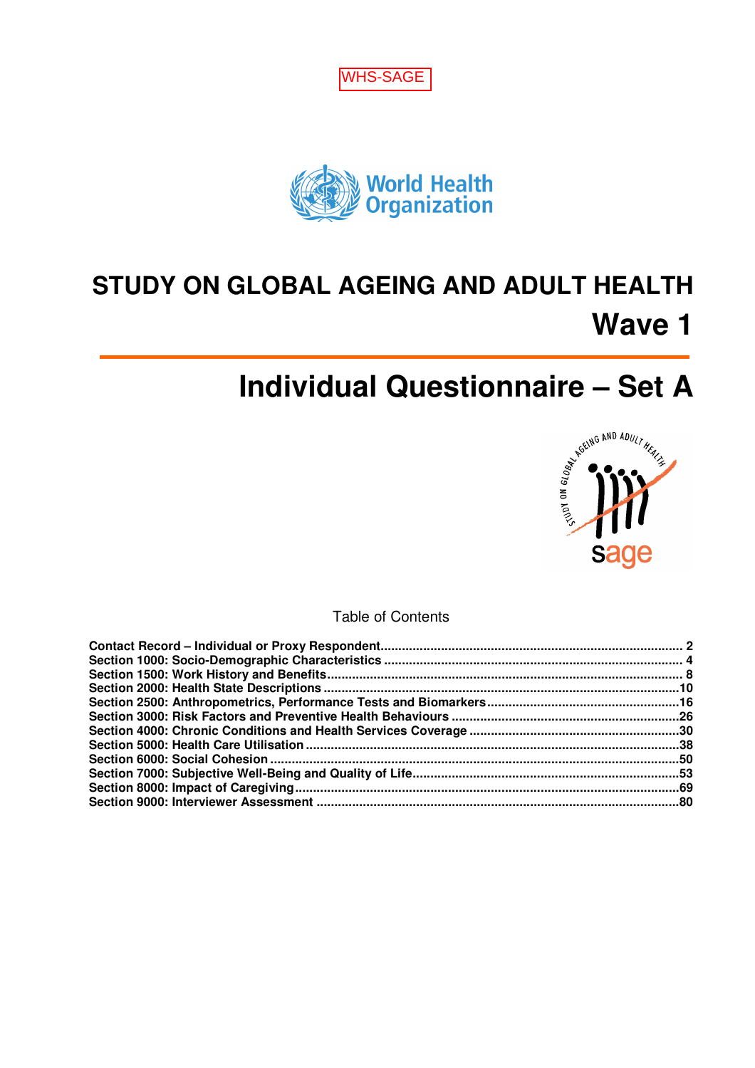WHS-SAGE

World Health Organization

# STUDY ON GLOBAL AGEING AND ADULT HEALTH

## Wave 1

# Individual Questionnaire – Set A

Table of Contents

**Contact Record – Individual or Proxy Respondent** .......... 2
**Section 1000: Socio-Demographic Characteristics** .......... 4
**Section 1500: Work History and Benefits** .......... 8
**Section 2000: Health State Descriptions** .......... 10
**Section 2500: Anthropometrics, Performance Tests and Biomarkers** .......... 16
**Section 3000: Risk Factors and Preventive Health Behaviours** .......... 26
**Section 4000: Chronic Conditions and Health Services Coverage** .......... 30
**Section 5000: Health Care Utilisation** .......... 38
**Section 6000: Social Cohesion** .......... 50
**Section 7000: Subjective Well-Being and Quality of Life** .......... 53
**Section 8000: Impact of Caregiving** .......... 69
**Section 9000: Interviewer Assessment** .......... 80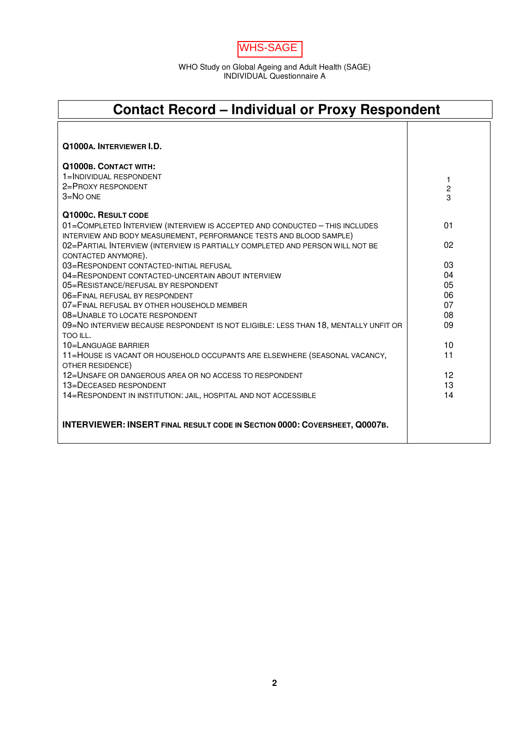WHS-SAGE

WHO Study on Global Ageing and Adult Health (SAGE)
INDIVIDUAL Questionnaire A

# Contact Record – Individual or Proxy Respondent

| | |
|---|---|
| **Q1000A. INTERVIEWER I.D.** | |
| **Q1000B. CONTACT WITH:** | |
| 1=INDIVIDUAL RESPONDENT | 1 |
| 2=PROXY RESPONDENT | 2 |
| 3=NO ONE | 3 |
| **Q1000C. RESULT CODE** | |
| 01=COMPLETED INTERVIEW (INTERVIEW IS ACCEPTED AND CONDUCTED – THIS INCLUDES INTERVIEW AND BODY MEASUREMENT, PERFORMANCE TESTS AND BLOOD SAMPLE) | 01 |
| 02=PARTIAL INTERVIEW (INTERVIEW IS PARTIALLY COMPLETED AND PERSON WILL NOT BE CONTACTED ANYMORE). | 02 |
| 03=RESPONDENT CONTACTED-INITIAL REFUSAL | 03 |
| 04=RESPONDENT CONTACTED-UNCERTAIN ABOUT INTERVIEW | 04 |
| 05=RESISTANCE/REFUSAL BY RESPONDENT | 05 |
| 06=FINAL REFUSAL BY RESPONDENT | 06 |
| 07=FINAL REFUSAL BY OTHER HOUSEHOLD MEMBER | 07 |
| 08=UNABLE TO LOCATE RESPONDENT | 08 |
| 09=NO INTERVIEW BECAUSE RESPONDENT IS NOT ELIGIBLE: LESS THAN 18, MENTALLY UNFIT OR TOO ILL. | 09 |
| 10=LANGUAGE BARRIER | 10 |
| 11=HOUSE IS VACANT OR HOUSEHOLD OCCUPANTS ARE ELSEWHERE (SEASONAL VACANCY, OTHER RESIDENCE) | 11 |
| 12=UNSAFE OR DANGEROUS AREA OR NO ACCESS TO RESPONDENT | 12 |
| 13=DECEASED RESPONDENT | 13 |
| 14=RESPONDENT IN INSTITUTION: JAIL, HOSPITAL AND NOT ACCESSIBLE | 14 |
| **INTERVIEWER: INSERT FINAL RESULT CODE IN SECTION 0000: COVERSHEET, Q0007B.** | |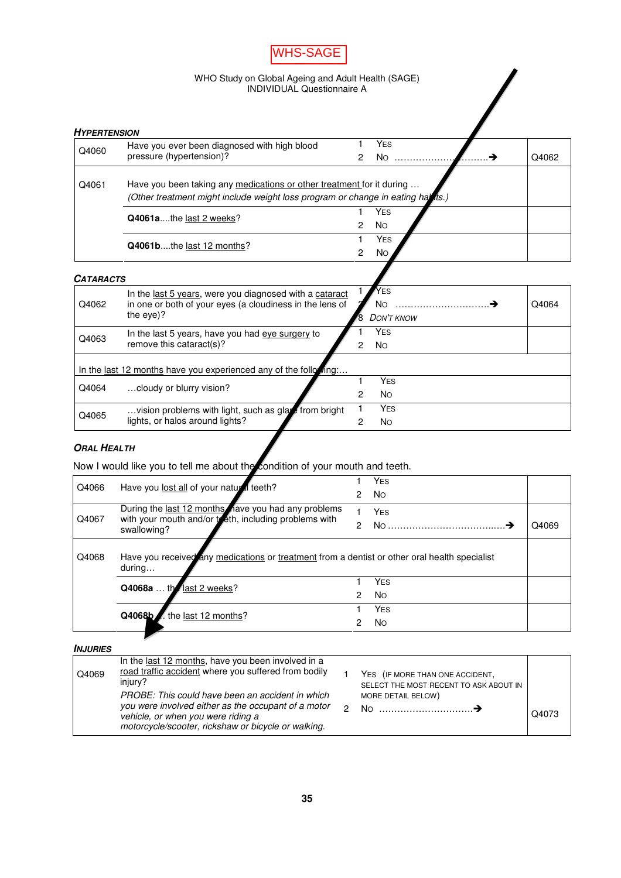WHS-SAGE

WHO Study on Global Ageing and Adult Health (SAGE)
INDIVIDUAL Questionnaire A

### *HYPERTENSION*

| | | | |
|---|---|---|---|
| Q4060 | Have you ever been diagnosed with high blood pressure (hypertension)? | 1 YES<br>2 NO ....................................➔ | Q4062 |
| Q4061 | Have you been taking any <u>medications or other treatment</u> for it during …<br>*(Other treatment might include weight loss program or change in eating habits.)* | | |
| | **Q4061a**....the <u>last 2 weeks</u>? | 1 YES<br>2 NO | |
| | **Q4061b**....the <u>last 12 months</u>? | 1 YES<br>2 NO | |

### *CATARACTS*

| | | | |
|---|---|---|---|
| Q4062 | In the <u>last 5 years</u>, were you diagnosed with a <u>cataract</u> in one or both of your eyes (a cloudiness in the lens of the eye)? | 1 YES<br>2 NO ..................................➔<br>8 *DON'T KNOW* | Q4064 |
| Q4063 | In the last 5 years, have you had <u>eye surgery</u> to remove this cataract(s)? | 1 YES<br>2 NO | |
| | In the <u>last 12 months</u> have you experienced any of the following:… | | |
| Q4064 | …cloudy or blurry vision? | 1 YES<br>2 NO | |
| Q4065 | …vision problems with light, such as glare from bright lights, or halos around lights? | 1 YES<br>2 NO | |

### *ORAL HEALTH*

Now I would like you to tell me about the condition of your mouth and teeth.

| | | | |
|---|---|---|---|
| Q4066 | Have you <u>lost all</u> of your natural teeth? | 1 YES<br>2 NO | |
| Q4067 | During the <u>last 12 months</u>, have you had any problems with your mouth and/or teeth, including problems with swallowing? | 1 YES<br>2 NO ......................................➔ | Q4069 |
| Q4068 | Have you received any <u>medications</u> or <u>treatment</u> from a dentist or other oral health specialist during… | | |
| | **Q4068a** … the <u>last 2 weeks</u>? | 1 YES<br>2 NO | |
| | **Q4068b** … the <u>last 12 months</u>? | 1 YES<br>2 NO | |

### *INJURIES*

| | | | |
|---|---|---|---|
| Q4069 | In the <u>last 12 months</u>, have you been involved in a <u>road traffic accident</u> where you suffered from bodily injury?<br>*PROBE: This could have been an accident in which you were involved either as the occupant of a motor vehicle, or when you were riding a motorcycle/scooter, rickshaw or bicycle or walking.* | 1 YES (IF MORE THAN ONE ACCIDENT, SELECT THE MOST RECENT TO ASK ABOUT IN MORE DETAIL BELOW)<br>2 NO ...............................➔ | Q4073 |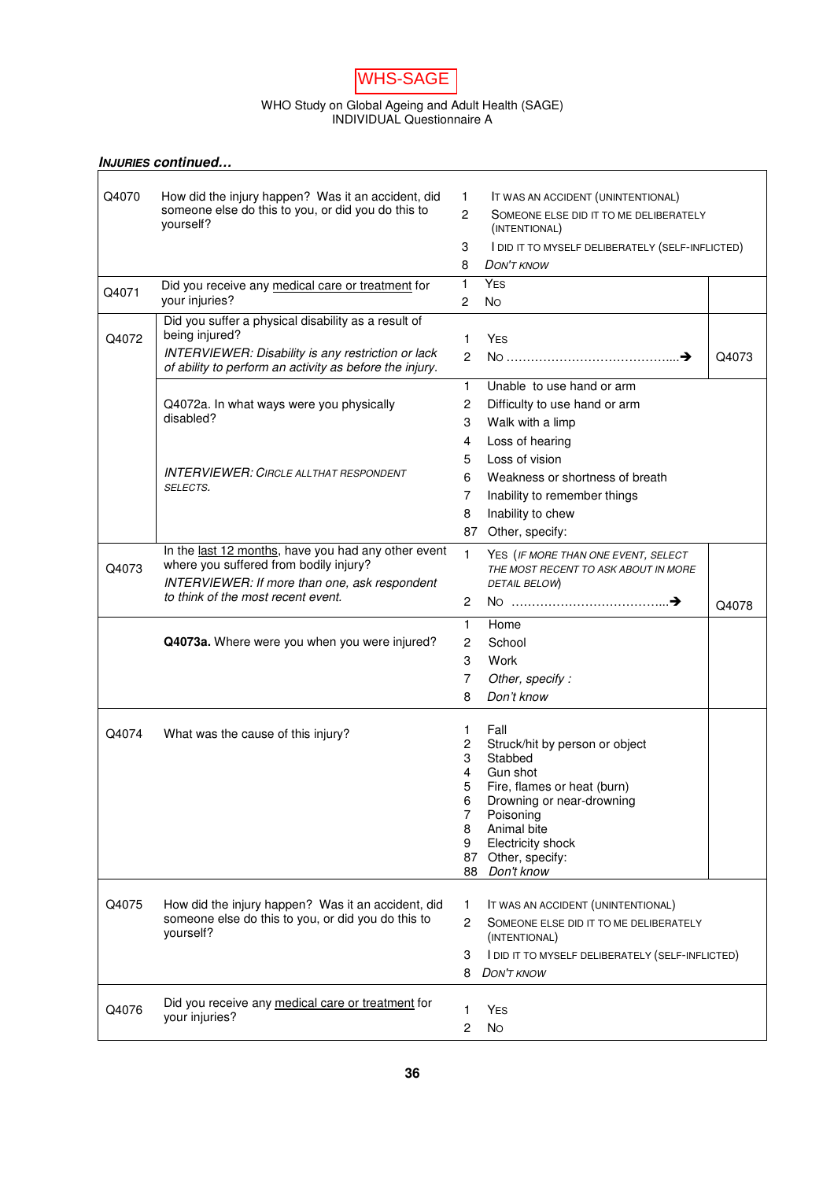WHS-SAGE

WHO Study on Global Ageing and Adult Health (SAGE)
INDIVIDUAL Questionnaire A

***INJURIES continued…***

| | | | |
|---|---|---|---|
| Q4070 | How did the injury happen? Was it an accident, did someone else do this to you, or did you do this to yourself? | 1 IT WAS AN ACCIDENT (UNINTENTIONAL)<br>2 SOMEONE ELSE DID IT TO ME DELIBERATELY (INTENTIONAL)<br>3 I DID IT TO MYSELF DELIBERATELY (SELF-INFLICTED)<br>8 *DON'T KNOW* | |
| Q4071 | Did you receive any medical care or treatment for your injuries? | 1 YES<br>2 NO | |
| Q4072 | Did you suffer a physical disability as a result of being injured?<br>*INTERVIEWER: Disability is any restriction or lack of ability to perform an activity as before the injury.* | 1 YES<br>2 NO ………………………………….➔ | Q4073 |
| | Q4072a. In what ways were you physically disabled?<br>*INTERVIEWER: CIRCLE ALLTHAT RESPONDENT SELECTS.* | 1 Unable to use hand or arm<br>2 Difficulty to use hand or arm<br>3 Walk with a limp<br>4 Loss of hearing<br>5 Loss of vision<br>6 Weakness or shortness of breath<br>7 Inability to remember things<br>8 Inability to chew<br>87 Other, specify: | |
| Q4073 | In the last 12 months, have you had any other event where you suffered from bodily injury?<br>*INTERVIEWER: If more than one, ask respondent to think of the most recent event.* | 1 YES (*IF MORE THAN ONE EVENT, SELECT THE MOST RECENT TO ASK ABOUT IN MORE DETAIL BELOW*)<br>2 NO ………………………………..➔ | Q4078 |
| | **Q4073a.** Where were you when you were injured? | 1 Home<br>2 School<br>3 Work<br>7 *Other, specify :*<br>8 *Don't know* | |
| Q4074 | What was the cause of this injury? | 1 Fall<br>2 Struck/hit by person or object<br>3 Stabbed<br>4 Gun shot<br>5 Fire, flames or heat (burn)<br>6 Drowning or near-drowning<br>7 Poisoning<br>8 Animal bite<br>9 Electricity shock<br>87 Other, specify:<br>88 *Don't know* | |
| Q4075 | How did the injury happen? Was it an accident, did someone else do this to you, or did you do this to yourself? | 1 IT WAS AN ACCIDENT (UNINTENTIONAL)<br>2 SOMEONE ELSE DID IT TO ME DELIBERATELY (INTENTIONAL)<br>3 I DID IT TO MYSELF DELIBERATELY (SELF-INFLICTED)<br>8 *DON'T KNOW* | |
| Q4076 | Did you receive any medical care or treatment for your injuries? | 1 YES<br>2 NO | |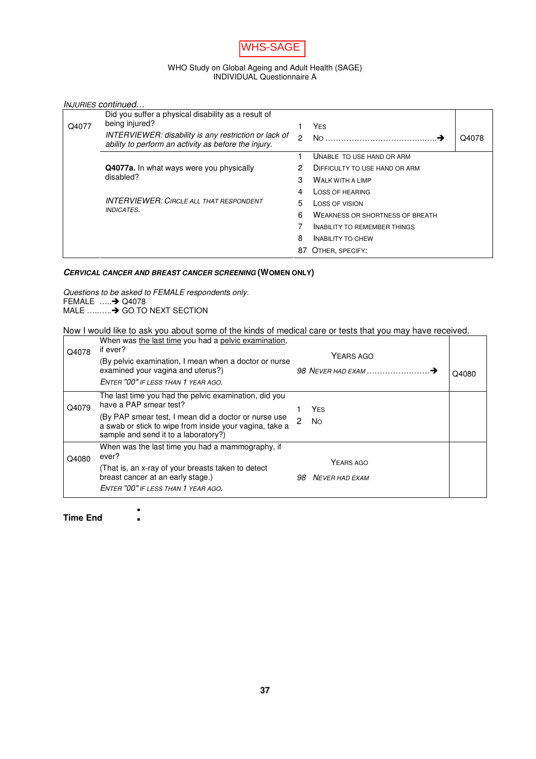WHS-SAGE

WHO Study on Global Ageing and Adult Health (SAGE)
INDIVIDUAL Questionnaire A

*INJURIES continued…*

| | | | |
|---|---|---|---|
| Q4077 | Did you suffer a physical disability as a result of being injured?<br>*INTERVIEWER: disability is any restriction or lack of ability to perform an activity as before the injury.* | 1 YES<br>2 NO ……………………………………….➔ | Q4078 |
| | **Q4077a.** In what ways were you physically disabled?<br>*INTERVIEWER: CIRCLE ALL THAT RESPONDENT INDICATES.* | 1 UNABLE TO USE HAND OR ARM<br>2 DIFFICULTY TO USE HAND OR ARM<br>3 WALK WITH A LIMP<br>4 LOSS OF HEARING<br>5 LOSS OF VISION<br>6 WEAKNESS OR SHORTNESS OF BREATH<br>7 INABILITY TO REMEMBER THINGS<br>8 INABILITY TO CHEW<br>87 OTHER, SPECIFY: | |

## *CERVICAL CANCER AND BREAST CANCER SCREENING* (WOMEN ONLY)

*Questions to be asked to FEMALE respondents only.*
FEMALE …..➔ Q4078
MALE ……....➔ GO TO NEXT SECTION

Now I would like to ask you about some of the kinds of medical care or tests that you may have received.

| | | | |
|---|---|---|---|
| Q4078 | When was the last time you had a pelvic examination, if ever?<br>(By pelvic examination, I mean when a doctor or nurse examined your vagina and uterus?)<br>*ENTER "00" IF LESS THAN 1 YEAR AGO.* | YEARS AGO<br>*98 NEVER HAD EXAM* …………………..➔ | Q4080 |
| Q4079 | The last time you had the pelvic examination, did you have a PAP smear test?<br>(By PAP smear test, I mean did a doctor or nurse use a swab or stick to wipe from inside your vagina, take a sample and send it to a laboratory?) | 1 YES<br>2 NO | |
| Q4080 | When was the last time you had a mammography, if ever?<br>(That is, an x-ray of your breasts taken to detect breast cancer at an early stage.)<br>*ENTER "00" IF LESS THAN 1 YEAR AGO.* | YEARS AGO<br>*98* NEVER HAD EXAM | |

**Time End** :